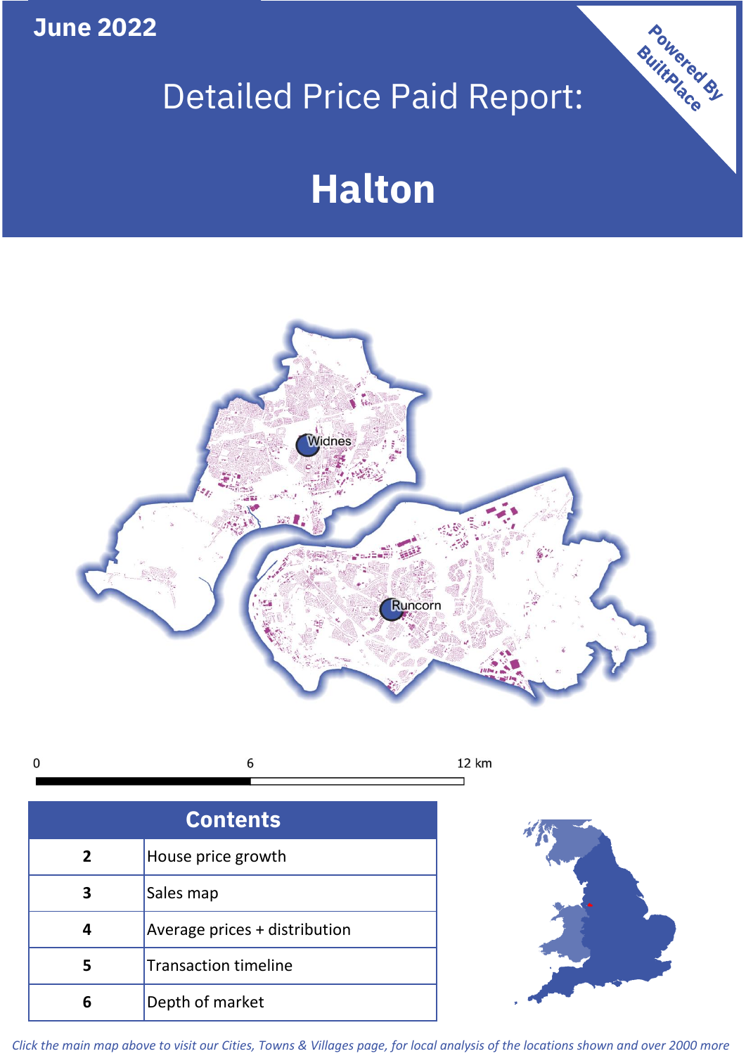June 2022

# Detailed Price Paid Report:

# Halton

Powered By BuiltPlace

Widnes

Runcorn

0 6 12 km

| Contents | |
|---|---|
| 2 | House price growth |
| 3 | Sales map |
| 4 | Average prices + distribution |
| 5 | Transaction timeline |
| 6 | Depth of market |

*Click the main map above to visit our Cities, Towns & Villages page, for local analysis of the locations shown and over 2000 more*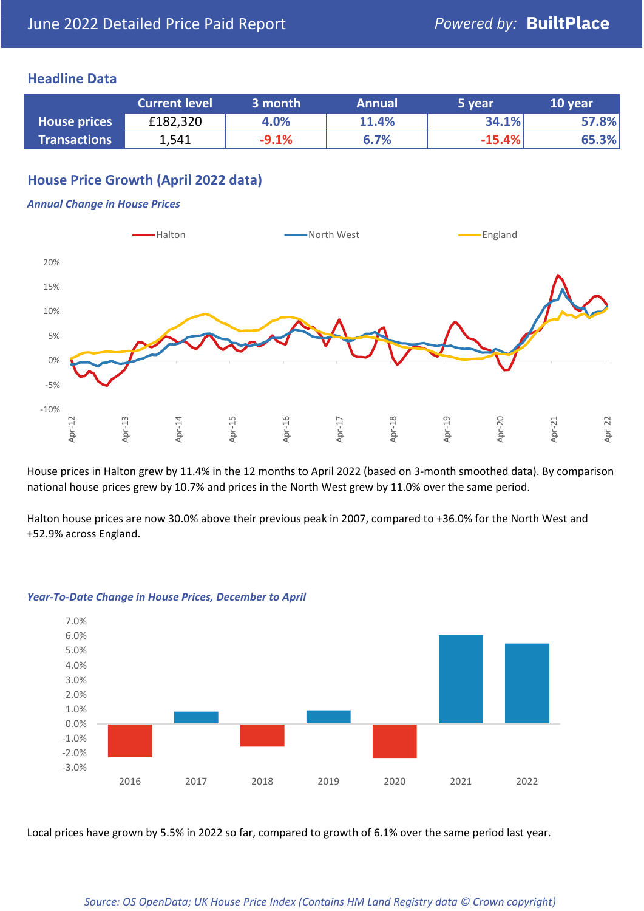June 2022 Detailed Price Paid Report

Powered by: **BuiltPlace**

## Headline Data

| | Current level | 3 month | Annual | 5 year | 10 year |
|---|---|---|---|---|---|
| **House prices** | £182,320 | 4.0% | 11.4% | 34.1% | 57.8% |
| **Transactions** | 1,541 | -9.1% | 6.7% | -15.4% | 65.3% |

## House Price Growth (April 2022 data)

### *Annual Change in House Prices*

House prices in Halton grew by 11.4% in the 12 months to April 2022 (based on 3-month smoothed data). By comparison national house prices grew by 10.7% and prices in the North West grew by 11.0% over the same period.

Halton house prices are now 30.0% above their previous peak in 2007, compared to +36.0% for the North West and +52.9% across England.

### *Year-To-Date Change in House Prices, December to April*

Local prices have grown by 5.5% in 2022 so far, compared to growth of 6.1% over the same period last year.

*Source: OS OpenData; UK House Price Index (Contains HM Land Registry data © Crown copyright)*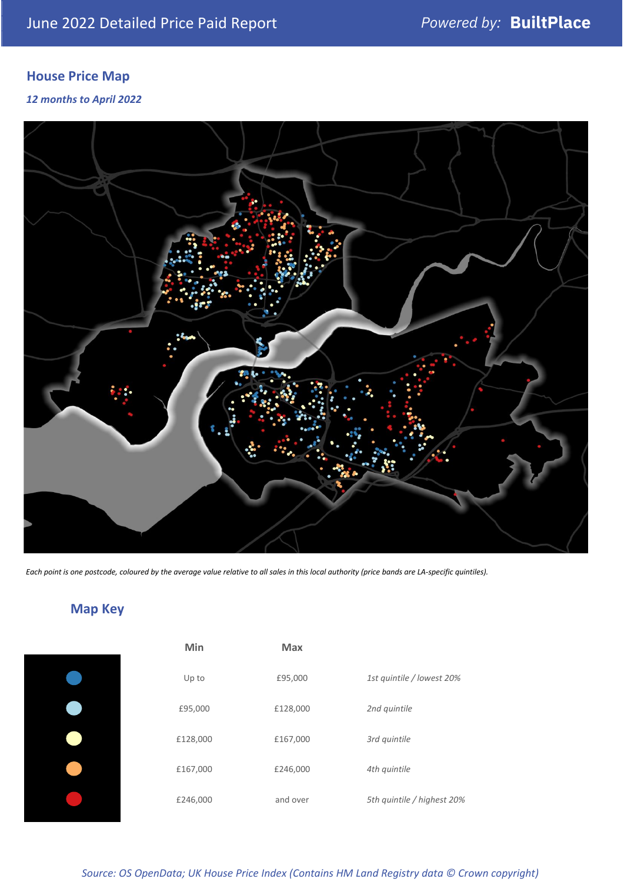June 2022 Detailed Price Paid Report

*Powered by:* **BuiltPlace**

## House Price Map

***12 months to April 2022***

*Each point is one postcode, coloured by the average value relative to all sales in this local authority (price bands are LA-specific quintiles).*

## Map Key

| | Min | Max | |
|---|---|---|---|
| Dark blue | Up to | £95,000 | *1st quintile / lowest 20%* |
| Light blue | £95,000 | £128,000 | *2nd quintile* |
| Pale yellow | £128,000 | £167,000 | *3rd quintile* |
| Orange | £167,000 | £246,000 | *4th quintile* |
| Red | £246,000 | and over | *5th quintile / highest 20%* |

*Source: OS OpenData; UK House Price Index (Contains HM Land Registry data © Crown copyright)*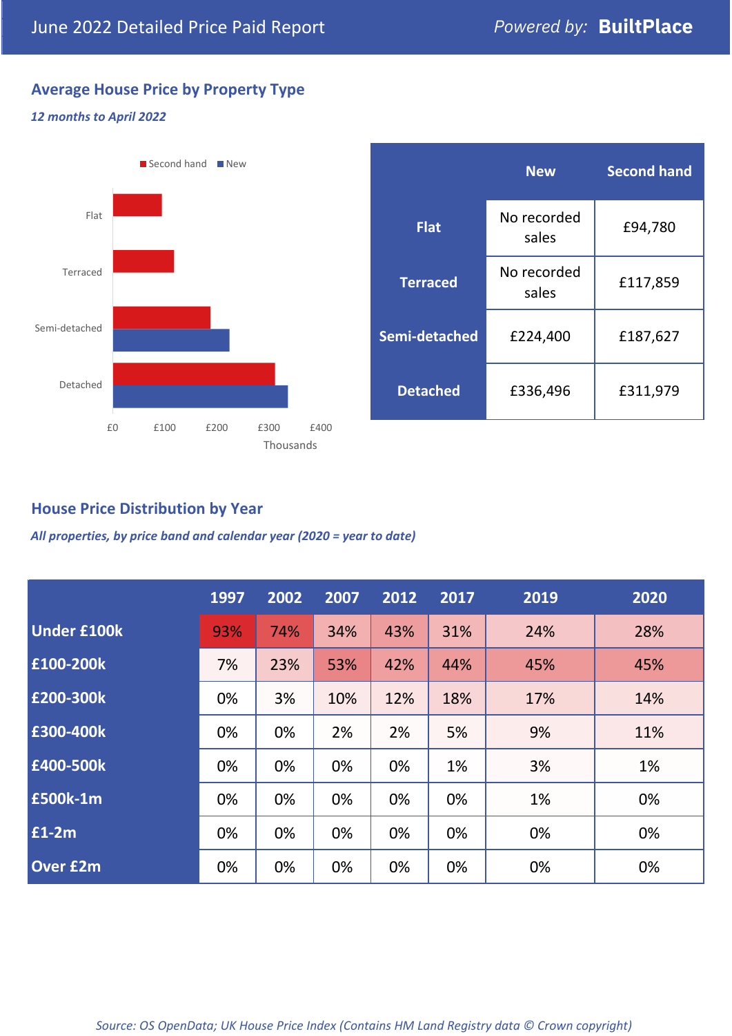June 2022 Detailed Price Paid Report — *Powered by:* **BuiltPlace**

## Average House Price by Property Type

*12 months to April 2022*

| | New | Second hand |
|---|---|---|
| **Flat** | No recorded sales | £94,780 |
| **Terraced** | No recorded sales | £117,859 |
| **Semi-detached** | £224,400 | £187,627 |
| **Detached** | £336,496 | £311,979 |

## House Price Distribution by Year

*All properties, by price band and calendar year (2020 = year to date)*

| | 1997 | 2002 | 2007 | 2012 | 2017 | 2019 | 2020 |
|---|---|---|---|---|---|---|---|
| **Under £100k** | 93% | 74% | 34% | 43% | 31% | 24% | 28% |
| **£100-200k** | 7% | 23% | 53% | 42% | 44% | 45% | 45% |
| **£200-300k** | 0% | 3% | 10% | 12% | 18% | 17% | 14% |
| **£300-400k** | 0% | 0% | 2% | 2% | 5% | 9% | 11% |
| **£400-500k** | 0% | 0% | 0% | 0% | 1% | 3% | 1% |
| **£500k-1m** | 0% | 0% | 0% | 0% | 0% | 1% | 0% |
| **£1-2m** | 0% | 0% | 0% | 0% | 0% | 0% | 0% |
| **Over £2m** | 0% | 0% | 0% | 0% | 0% | 0% | 0% |

*Source: OS OpenData; UK House Price Index (Contains HM Land Registry data © Crown copyright)*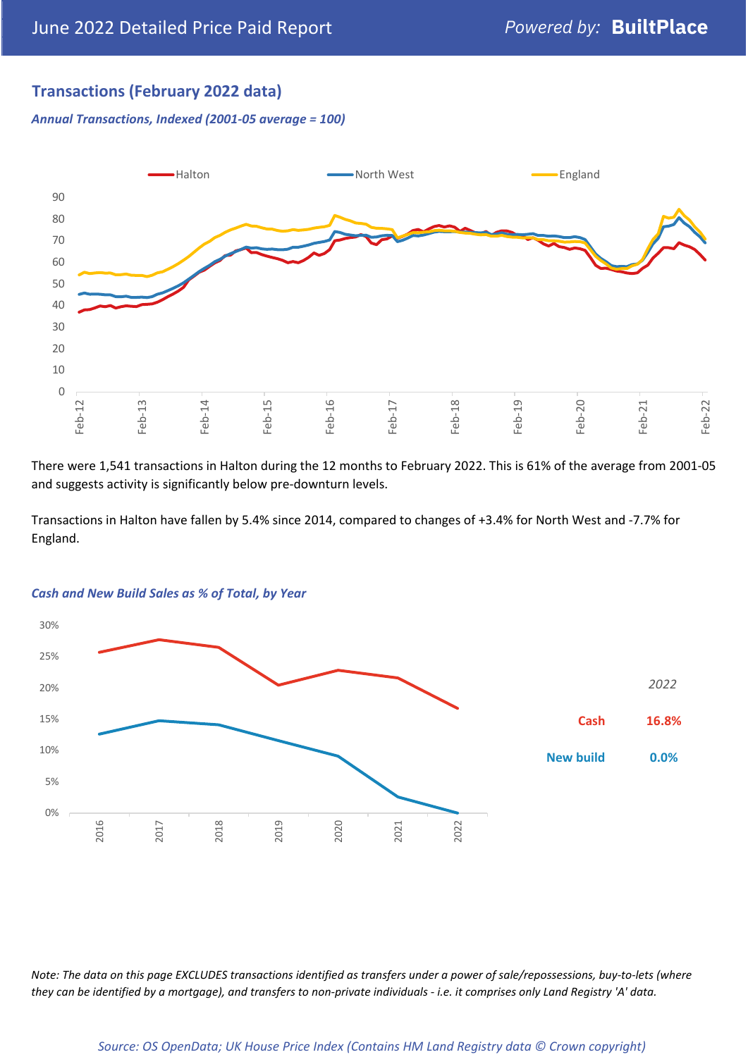## Transactions (February 2022 data)

*Annual Transactions, Indexed (2001-05 average = 100)*

There were 1,541 transactions in Halton during the 12 months to February 2022. This is 61% of the average from 2001-05 and suggests activity is significantly below pre-downturn levels.

Transactions in Halton have fallen by 5.4% since 2014, compared to changes of +3.4% for North West and -7.7% for England.

*Cash and New Build Sales as % of Total, by Year*

| 2022 | |
|---|---|
| Cash | 16.8% |
| New build | 0.0% |

*Note: The data on this page EXCLUDES transactions identified as transfers under a power of sale/repossessions, buy-to-lets (where they can be identified by a mortgage), and transfers to non-private individuals - i.e. it comprises only Land Registry 'A' data.*

*Source: OS OpenData; UK House Price Index (Contains HM Land Registry data © Crown copyright)*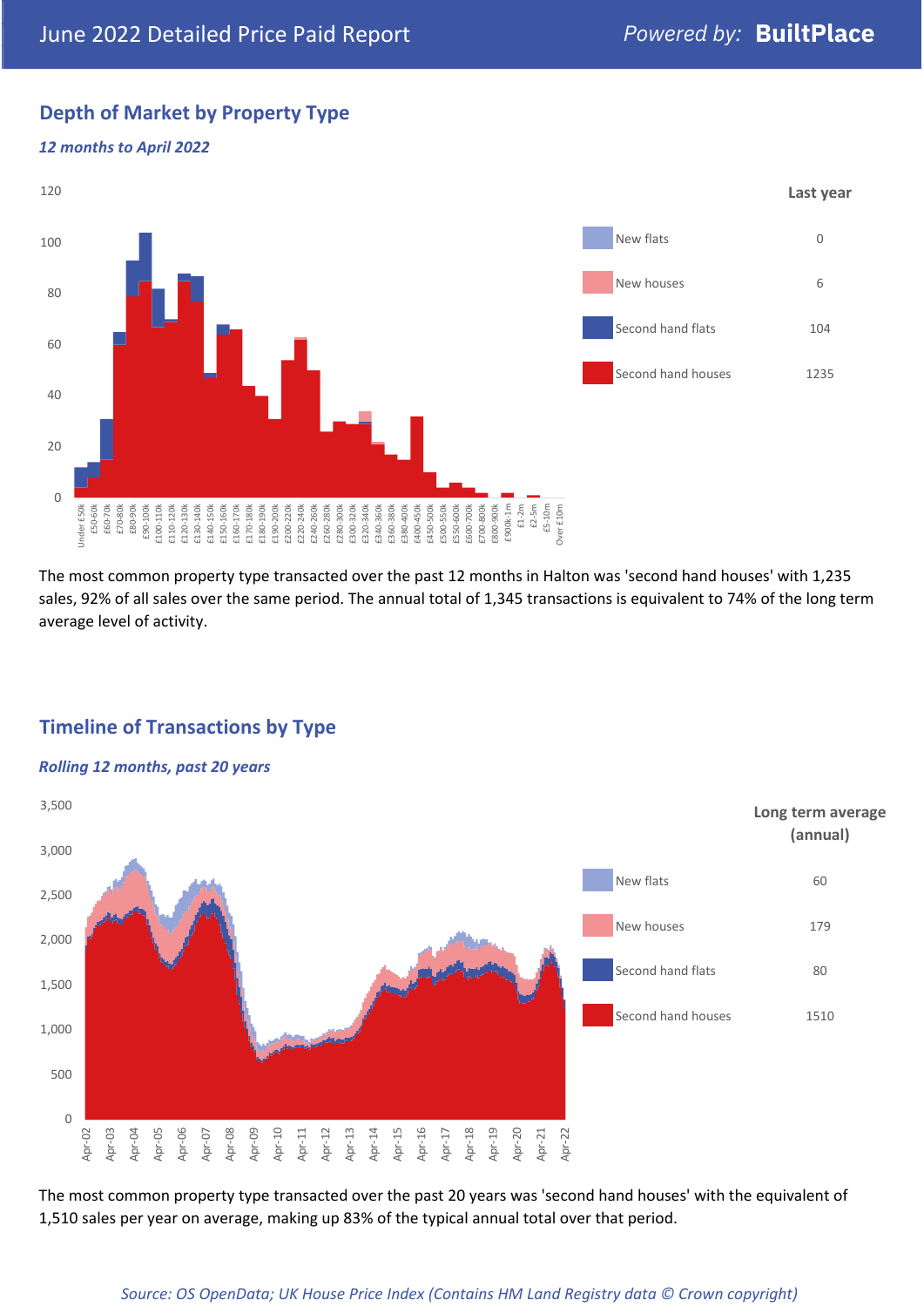June 2022 Detailed Price Paid Report

Powered by: **BuiltPlace**

## Depth of Market by Property Type

*12 months to April 2022*

120
100
80
60
40
20
0

Under £50k, £50-60k, £60-70k, £70-80k, £80-90k, £90-100k, £100-110k, £110-120k, £120-130k, £130-140k, £140-150k, £150-160k, £160-170k, £170-180k, £180-190k, £190-200k, £200-220k, £220-240k, £240-260k, £260-280k, £280-300k, £300-320k, £320-340k, £340-360k, £360-380k, £380-400k, £400-450k, £450-500k, £500-550k, £550-600k, £600-700k, £700-800k, £800-900k, £900k-1m, £1-2m, £2-5m, £5-10m, Over £10m

Last year

New flats 0
New houses 6
Second hand flats 104
Second hand houses 1235

The most common property type transacted over the past 12 months in Halton was 'second hand houses' with 1,235 sales, 92% of all sales over the same period. The annual total of 1,345 transactions is equivalent to 74% of the long term average level of activity.

## Timeline of Transactions by Type

*Rolling 12 months, past 20 years*

3,500
3,000
2,500
2,000
1,500
1,000
500
0

Apr-02, Apr-03, Apr-04, Apr-05, Apr-06, Apr-07, Apr-08, Apr-09, Apr-10, Apr-11, Apr-12, Apr-13, Apr-14, Apr-15, Apr-16, Apr-17, Apr-18, Apr-19, Apr-20, Apr-21, Apr-22

Long term average (annual)

New flats 60
New houses 179
Second hand flats 80
Second hand houses 1510

The most common property type transacted over the past 20 years was 'second hand houses' with the equivalent of 1,510 sales per year on average, making up 83% of the typical annual total over that period.

*Source: OS OpenData; UK House Price Index (Contains HM Land Registry data © Crown copyright)*